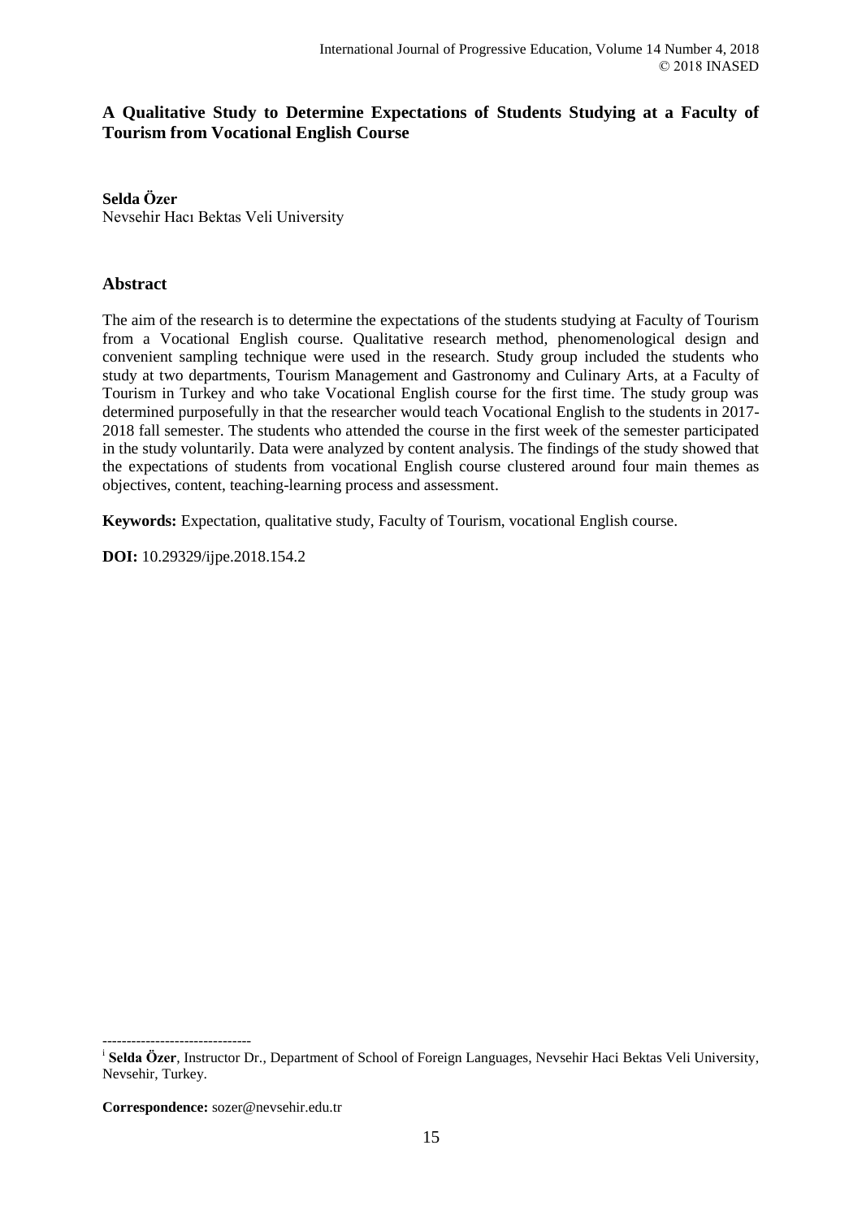# A Qualitative Study to Determine Expectations of Students Studying at a Faculty of Tourism from Vocational English Course

**Selda Özer**
Nevsehir Hacı Bektas Veli University

## Abstract

The aim of the research is to determine the expectations of the students studying at Faculty of Tourism from a Vocational English course. Qualitative research method, phenomenological design and convenient sampling technique were used in the research. Study group included the students who study at two departments, Tourism Management and Gastronomy and Culinary Arts, at a Faculty of Tourism in Turkey and who take Vocational English course for the first time. The study group was determined purposefully in that the researcher would teach Vocational English to the students in 2017-2018 fall semester. The students who attended the course in the first week of the semester participated in the study voluntarily. Data were analyzed by content analysis. The findings of the study showed that the expectations of students from vocational English course clustered around four main themes as objectives, content, teaching-learning process and assessment.

**Keywords:** Expectation, qualitative study, Faculty of Tourism, vocational English course.

**DOI:** 10.29329/ijpe.2018.154.2

-------------------------------

[i] **Selda Özer**, Instructor Dr., Department of School of Foreign Languages, Nevsehir Haci Bektas Veli University, Nevsehir, Turkey.

**Correspondence:** sozer@nevsehir.edu.tr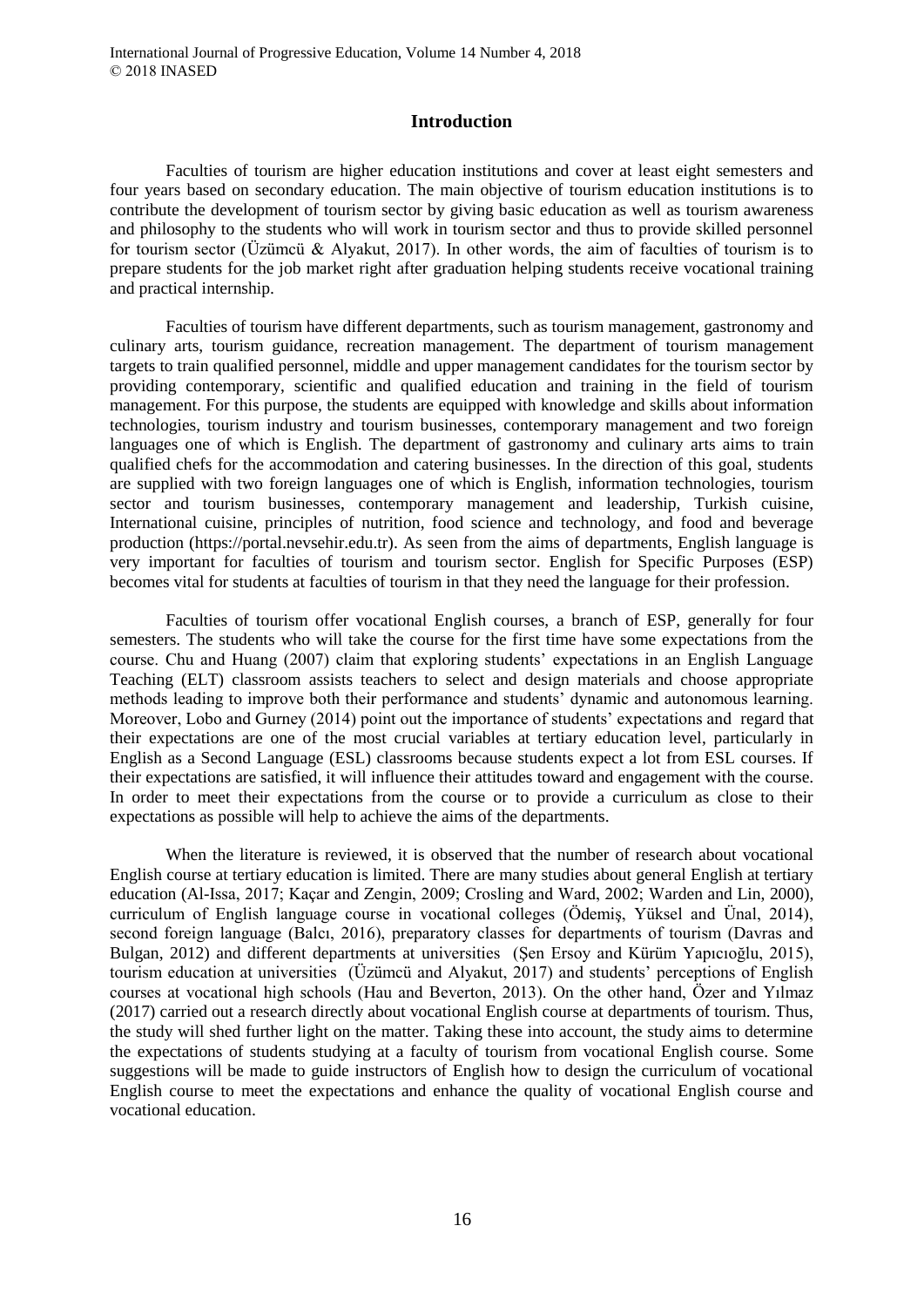## Introduction

Faculties of tourism are higher education institutions and cover at least eight semesters and four years based on secondary education. The main objective of tourism education institutions is to contribute the development of tourism sector by giving basic education as well as tourism awareness and philosophy to the students who will work in tourism sector and thus to provide skilled personnel for tourism sector (Üzümcü & Alyakut, 2017). In other words, the aim of faculties of tourism is to prepare students for the job market right after graduation helping students receive vocational training and practical internship.

Faculties of tourism have different departments, such as tourism management, gastronomy and culinary arts, tourism guidance, recreation management. The department of tourism management targets to train qualified personnel, middle and upper management candidates for the tourism sector by providing contemporary, scientific and qualified education and training in the field of tourism management. For this purpose, the students are equipped with knowledge and skills about information technologies, tourism industry and tourism businesses, contemporary management and two foreign languages one of which is English. The department of gastronomy and culinary arts aims to train qualified chefs for the accommodation and catering businesses. In the direction of this goal, students are supplied with two foreign languages one of which is English, information technologies, tourism sector and tourism businesses, contemporary management and leadership, Turkish cuisine, International cuisine, principles of nutrition, food science and technology, and food and beverage production (https://portal.nevsehir.edu.tr). As seen from the aims of departments, English language is very important for faculties of tourism and tourism sector. English for Specific Purposes (ESP) becomes vital for students at faculties of tourism in that they need the language for their profession.

Faculties of tourism offer vocational English courses, a branch of ESP, generally for four semesters. The students who will take the course for the first time have some expectations from the course. Chu and Huang (2007) claim that exploring students' expectations in an English Language Teaching (ELT) classroom assists teachers to select and design materials and choose appropriate methods leading to improve both their performance and students' dynamic and autonomous learning. Moreover, Lobo and Gurney (2014) point out the importance of students' expectations and regard that their expectations are one of the most crucial variables at tertiary education level, particularly in English as a Second Language (ESL) classrooms because students expect a lot from ESL courses. If their expectations are satisfied, it will influence their attitudes toward and engagement with the course. In order to meet their expectations from the course or to provide a curriculum as close to their expectations as possible will help to achieve the aims of the departments.

When the literature is reviewed, it is observed that the number of research about vocational English course at tertiary education is limited. There are many studies about general English at tertiary education (Al-Issa, 2017; Kaçar and Zengin, 2009; Crosling and Ward, 2002; Warden and Lin, 2000), curriculum of English language course in vocational colleges (Ödemiş, Yüksel and Ünal, 2014), second foreign language (Balcı, 2016), preparatory classes for departments of tourism (Davras and Bulgan, 2012) and different departments at universities (Şen Ersoy and Kürüm Yapıcıoğlu, 2015), tourism education at universities (Üzümcü and Alyakut, 2017) and students' perceptions of English courses at vocational high schools (Hau and Beverton, 2013). On the other hand, Özer and Yılmaz (2017) carried out a research directly about vocational English course at departments of tourism. Thus, the study will shed further light on the matter. Taking these into account, the study aims to determine the expectations of students studying at a faculty of tourism from vocational English course. Some suggestions will be made to guide instructors of English how to design the curriculum of vocational English course to meet the expectations and enhance the quality of vocational English course and vocational education.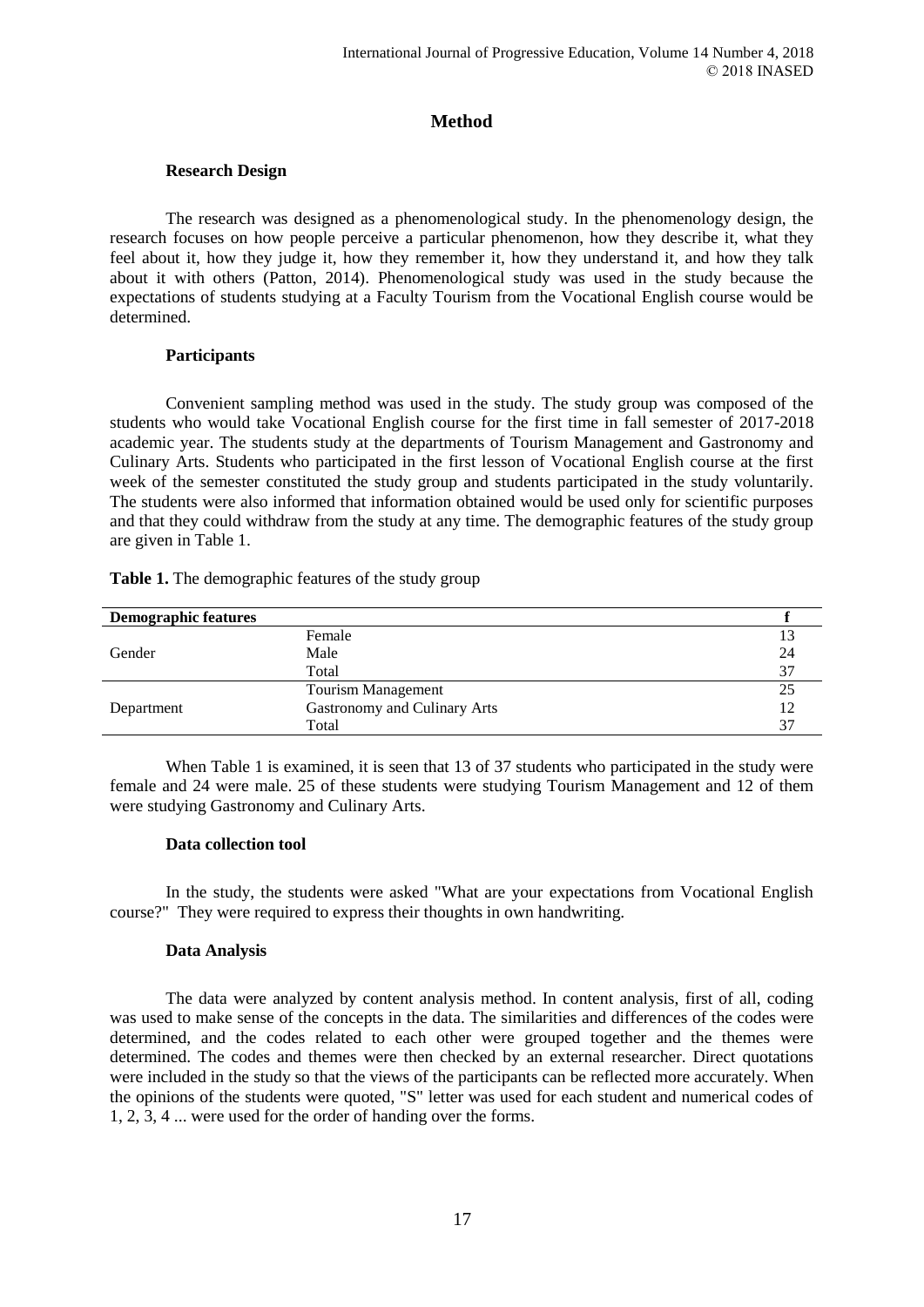# Method

## Research Design

The research was designed as a phenomenological study. In the phenomenology design, the research focuses on how people perceive a particular phenomenon, how they describe it, what they feel about it, how they judge it, how they remember it, how they understand it, and how they talk about it with others (Patton, 2014). Phenomenological study was used in the study because the expectations of students studying at a Faculty Tourism from the Vocational English course would be determined.

## Participants

Convenient sampling method was used in the study. The study group was composed of the students who would take Vocational English course for the first time in fall semester of 2017-2018 academic year. The students study at the departments of Tourism Management and Gastronomy and Culinary Arts. Students who participated in the first lesson of Vocational English course at the first week of the semester constituted the study group and students participated in the study voluntarily. The students were also informed that information obtained would be used only for scientific purposes and that they could withdraw from the study at any time. The demographic features of the study group are given in Table 1.

**Table 1.** The demographic features of the study group

| Demographic features | | f |
|---|---|---|
| Gender | Female | 13 |
| | Male | 24 |
| | Total | 37 |
| Department | Tourism Management | 25 |
| | Gastronomy and Culinary Arts | 12 |
| | Total | 37 |

When Table 1 is examined, it is seen that 13 of 37 students who participated in the study were female and 24 were male. 25 of these students were studying Tourism Management and 12 of them were studying Gastronomy and Culinary Arts.

## Data collection tool

In the study, the students were asked "What are your expectations from Vocational English course?" They were required to express their thoughts in own handwriting.

## Data Analysis

The data were analyzed by content analysis method. In content analysis, first of all, coding was used to make sense of the concepts in the data. The similarities and differences of the codes were determined, and the codes related to each other were grouped together and the themes were determined. The codes and themes were then checked by an external researcher. Direct quotations were included in the study so that the views of the participants can be reflected more accurately. When the opinions of the students were quoted, "S" letter was used for each student and numerical codes of 1, 2, 3, 4 ... were used for the order of handing over the forms.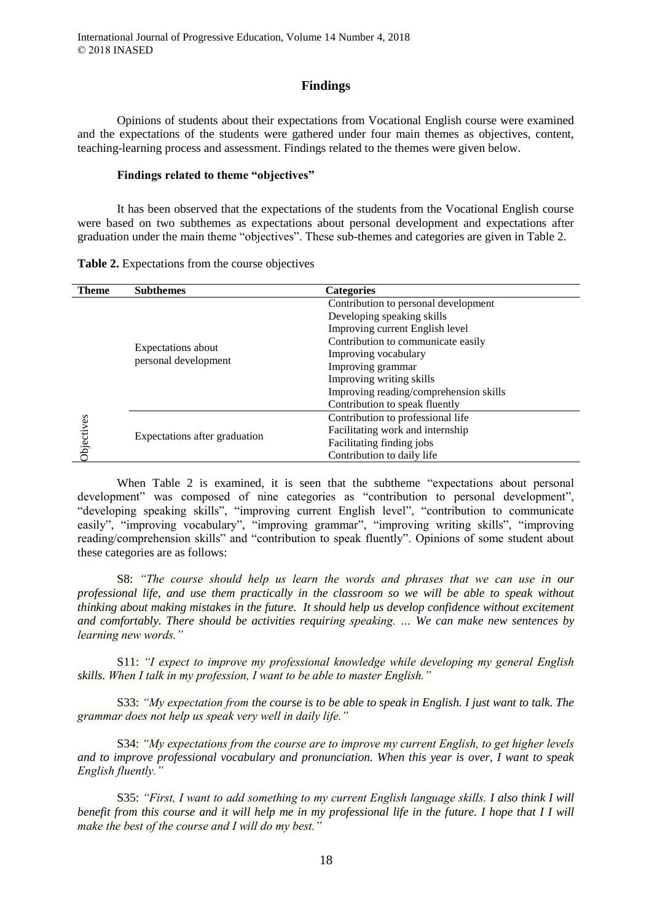## Findings

Opinions of students about their expectations from Vocational English course were examined and the expectations of the students were gathered under four main themes as objectives, content, teaching-learning process and assessment. Findings related to the themes were given below.

### Findings related to theme "objectives"

It has been observed that the expectations of the students from the Vocational English course were based on two subthemes as expectations about personal development and expectations after graduation under the main theme "objectives". These sub-themes and categories are given in Table 2.

**Table 2.** Expectations from the course objectives

| Theme | Subthemes | Categories |
|---|---|---|
| Objectives | Expectations about personal development | Contribution to personal development |
| | | Developing speaking skills |
| | | Improving current English level |
| | | Contribution to communicate easily |
| | | Improving vocabulary |
| | | Improving grammar |
| | | Improving writing skills |
| | | Improving reading/comprehension skills |
| | | Contribution to speak fluently |
| | Expectations after graduation | Contribution to professional life |
| | | Facilitating work and internship |
| | | Facilitating finding jobs |
| | | Contribution to daily life |

When Table 2 is examined, it is seen that the subtheme "expectations about personal development" was composed of nine categories as "contribution to personal development", "developing speaking skills", "improving current English level", "contribution to communicate easily", "improving vocabulary", "improving grammar", "improving writing skills", "improving reading/comprehension skills" and "contribution to speak fluently". Opinions of some student about these categories are as follows:

S8: *"The course should help us learn the words and phrases that we can use in our professional life, and use them practically in the classroom so we will be able to speak without thinking about making mistakes in the future. It should help us develop confidence without excitement and comfortably. There should be activities requiring speaking. … We can make new sentences by learning new words."*

S11: *"I expect to improve my professional knowledge while developing my general English skills. When I talk in my profession, I want to be able to master English."*

S33: *"My expectation from the course is to be able to speak in English. I just want to talk. The grammar does not help us speak very well in daily life."*

S34: *"My expectations from the course are to improve my current English, to get higher levels and to improve professional vocabulary and pronunciation. When this year is over, I want to speak English fluently."*

S35: *"First, I want to add something to my current English language skills. I also think I will benefit from this course and it will help me in my professional life in the future. I hope that I I will make the best of the course and I will do my best."*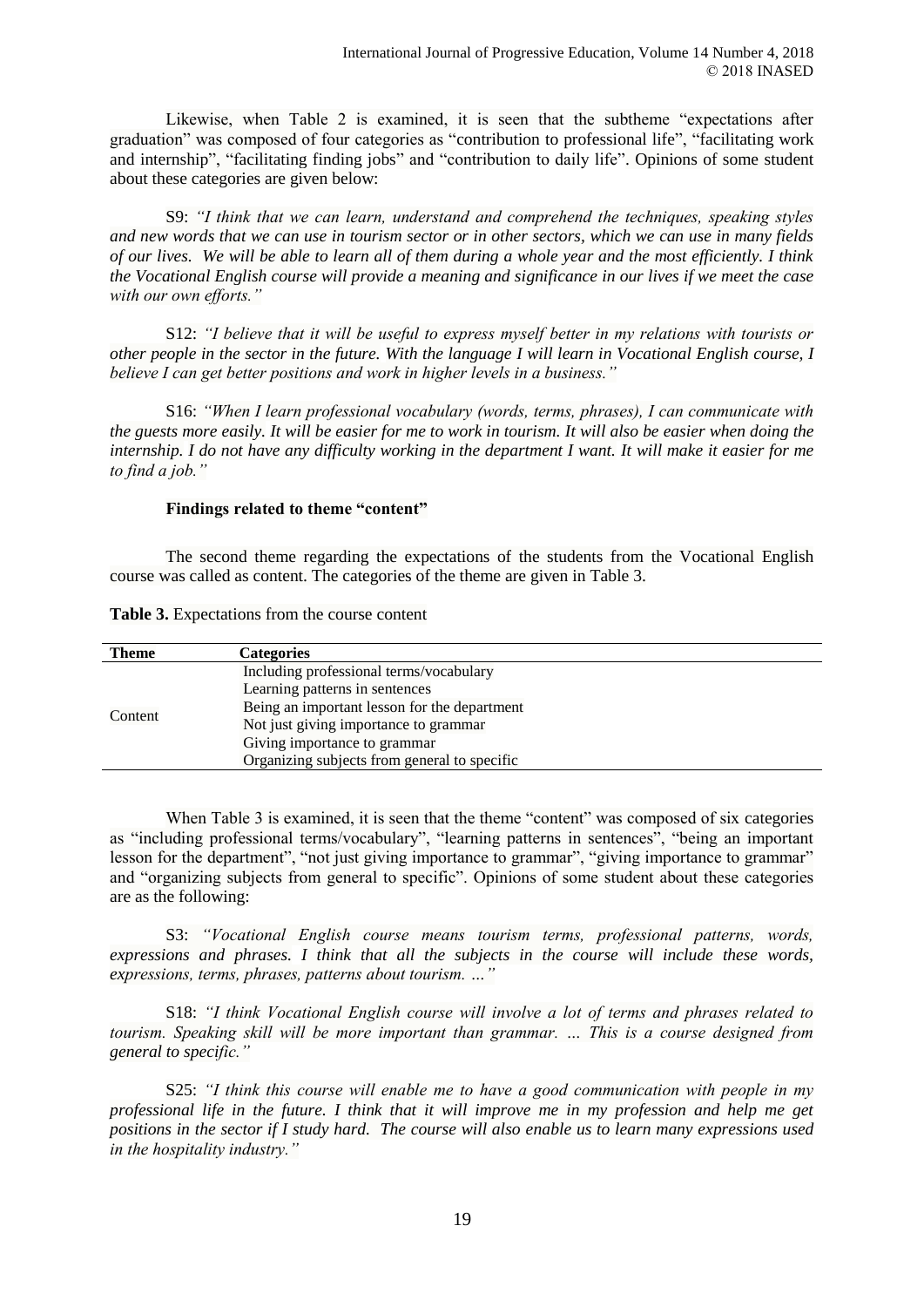Likewise, when Table 2 is examined, it is seen that the subtheme "expectations after graduation" was composed of four categories as "contribution to professional life", "facilitating work and internship", "facilitating finding jobs" and "contribution to daily life". Opinions of some student about these categories are given below:

S9: *"I think that we can learn, understand and comprehend the techniques, speaking styles and new words that we can use in tourism sector or in other sectors, which we can use in many fields of our lives. We will be able to learn all of them during a whole year and the most efficiently. I think the Vocational English course will provide a meaning and significance in our lives if we meet the case with our own efforts."*

S12: *"I believe that it will be useful to express myself better in my relations with tourists or other people in the sector in the future. With the language I will learn in Vocational English course, I believe I can get better positions and work in higher levels in a business."*

S16: *"When I learn professional vocabulary (words, terms, phrases), I can communicate with the guests more easily. It will be easier for me to work in tourism. It will also be easier when doing the internship. I do not have any difficulty working in the department I want. It will make it easier for me to find a job."*

**Findings related to theme "content"**

The second theme regarding the expectations of the students from the Vocational English course was called as content. The categories of the theme are given in Table 3.

**Table 3.** Expectations from the course content

| Theme | Categories |
|---|---|
| Content | Including professional terms/vocabulary |
| | Learning patterns in sentences |
| | Being an important lesson for the department |
| | Not just giving importance to grammar |
| | Giving importance to grammar |
| | Organizing subjects from general to specific |

When Table 3 is examined, it is seen that the theme "content" was composed of six categories as "including professional terms/vocabulary", "learning patterns in sentences", "being an important lesson for the department", "not just giving importance to grammar", "giving importance to grammar" and "organizing subjects from general to specific". Opinions of some student about these categories are as the following:

S3: *"Vocational English course means tourism terms, professional patterns, words, expressions and phrases. I think that all the subjects in the course will include these words, expressions, terms, phrases, patterns about tourism. …"*

S18: *"I think Vocational English course will involve a lot of terms and phrases related to tourism. Speaking skill will be more important than grammar. … This is a course designed from general to specific."*

S25: *"I think this course will enable me to have a good communication with people in my professional life in the future. I think that it will improve me in my profession and help me get positions in the sector if I study hard. The course will also enable us to learn many expressions used in the hospitality industry."*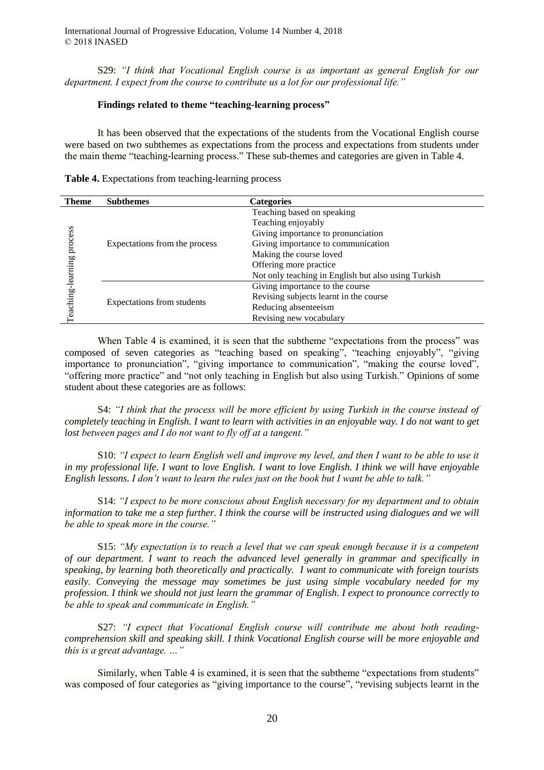S29: *"I think that Vocational English course is as important as general English for our department. I expect from the course to contribute us a lot for our professional life."*

**Findings related to theme "teaching-learning process"**

It has been observed that the expectations of the students from the Vocational English course were based on two subthemes as expectations from the process and expectations from students under the main theme "teaching-learning process." These sub-themes and categories are given in Table 4.

**Table 4.** Expectations from teaching-learning process

| Theme | Subthemes | Categories |
|---|---|---|
| Teaching-learning process | Expectations from the process | Teaching based on speaking |
| | | Teaching enjoyably |
| | | Giving importance to pronunciation |
| | | Giving importance to communication |
| | | Making the course loved |
| | | Offering more practice |
| | | Not only teaching in English but also using Turkish |
| | Expectations from students | Giving importance to the course |
| | | Revising subjects learnt in the course |
| | | Reducing absenteeism |
| | | Revising new vocabulary |

When Table 4 is examined, it is seen that the subtheme "expectations from the process" was composed of seven categories as "teaching based on speaking", "teaching enjoyably", "giving importance to pronunciation", "giving importance to communication", "making the course loved", "offering more practice" and "not only teaching in English but also using Turkish." Opinions of some student about these categories are as follows:

S4: *"I think that the process will be more efficient by using Turkish in the course instead of completely teaching in English. I want to learn with activities in an enjoyable way. I do not want to get lost between pages and I do not want to fly off at a tangent."*

S10: *"I expect to learn English well and improve my level, and then I want to be able to use it in my professional life. I want to love English. I want to love English. I think we will have enjoyable English lessons. I don't want to learn the rules just on the book but I want be able to talk."*

S14: *"I expect to be more conscious about English necessary for my department and to obtain information to take me a step further. I think the course will be instructed using dialogues and we will be able to speak more in the course."*

S15: *"My expectation is to reach a level that we can speak enough because it is a competent of our department. I want to reach the advanced level generally in grammar and specifically in speaking, by learning both theoretically and practically. I want to communicate with foreign tourists easily. Conveying the message may sometimes be just using simple vocabulary needed for my profession. I think we should not just learn the grammar of English. I expect to pronounce correctly to be able to speak and communicate in English."*

S27: *"I expect that Vocational English course will contribute me about both reading-comprehension skill and speaking skill. I think Vocational English course will be more enjoyable and this is a great advantage. …"*

Similarly, when Table 4 is examined, it is seen that the subtheme "expectations from students" was composed of four categories as "giving importance to the course", "revising subjects learnt in the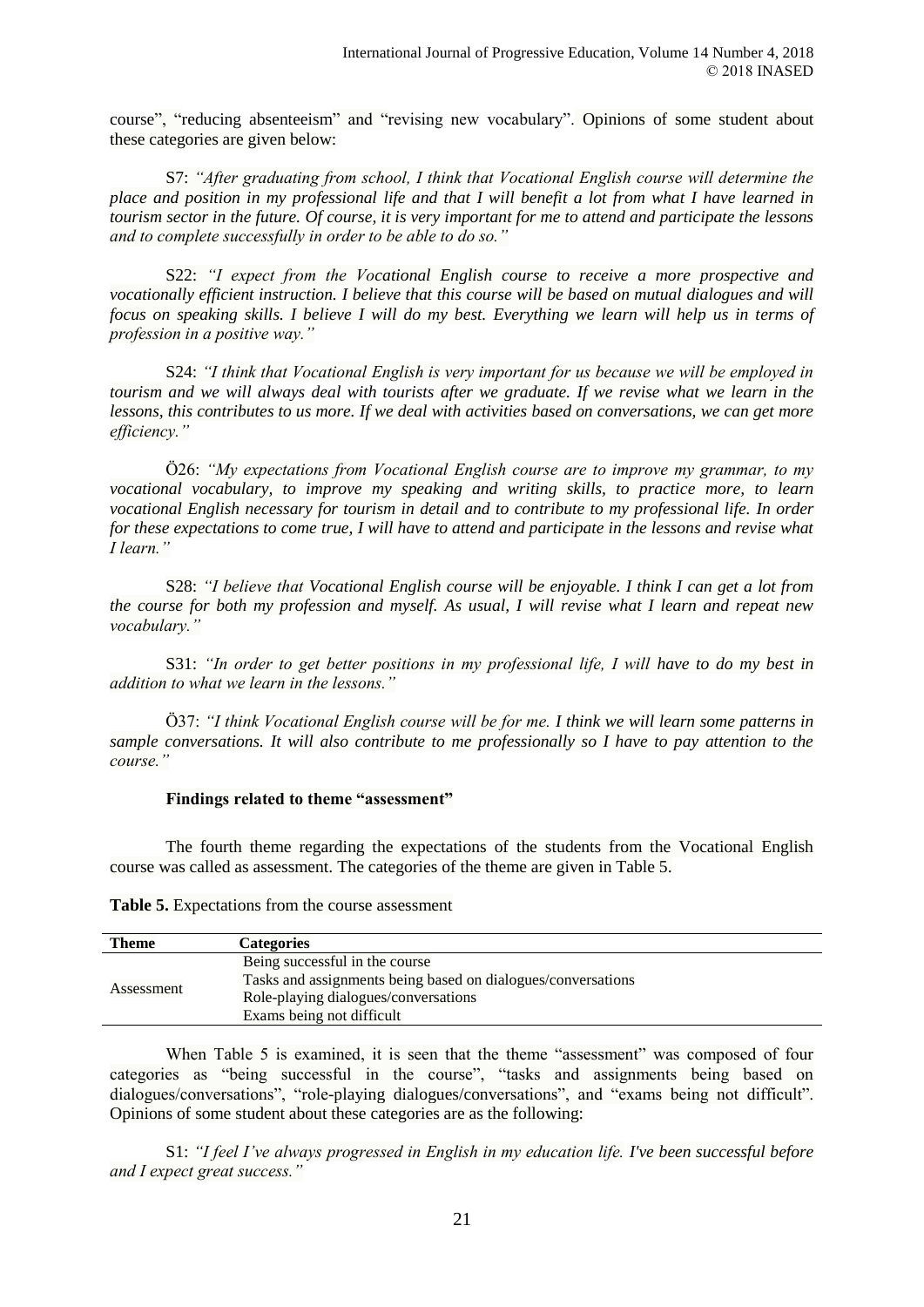course", "reducing absenteeism" and "revising new vocabulary". Opinions of some student about these categories are given below:

S7: *"After graduating from school, I think that Vocational English course will determine the place and position in my professional life and that I will benefit a lot from what I have learned in tourism sector in the future. Of course, it is very important for me to attend and participate the lessons and to complete successfully in order to be able to do so."*

S22: *"I expect from the Vocational English course to receive a more prospective and vocationally efficient instruction. I believe that this course will be based on mutual dialogues and will focus on speaking skills. I believe I will do my best. Everything we learn will help us in terms of profession in a positive way."*

S24: *"I think that Vocational English is very important for us because we will be employed in tourism and we will always deal with tourists after we graduate. If we revise what we learn in the lessons, this contributes to us more. If we deal with activities based on conversations, we can get more efficiency."*

Ö26: *"My expectations from Vocational English course are to improve my grammar, to my vocational vocabulary, to improve my speaking and writing skills, to practice more, to learn vocational English necessary for tourism in detail and to contribute to my professional life. In order for these expectations to come true, I will have to attend and participate in the lessons and revise what I learn."*

S28: *"I believe that Vocational English course will be enjoyable. I think I can get a lot from the course for both my profession and myself. As usual, I will revise what I learn and repeat new vocabulary."*

S31: *"In order to get better positions in my professional life, I will have to do my best in addition to what we learn in the lessons."*

Ö37: *"I think Vocational English course will be for me. I think we will learn some patterns in sample conversations. It will also contribute to me professionally so I have to pay attention to the course."*

**Findings related to theme "assessment"**

The fourth theme regarding the expectations of the students from the Vocational English course was called as assessment. The categories of the theme are given in Table 5.

**Table 5.** Expectations from the course assessment

| Theme | Categories |
|---|---|
| Assessment | Being successful in the course |
| | Tasks and assignments being based on dialogues/conversations |
| | Role-playing dialogues/conversations |
| | Exams being not difficult |

When Table 5 is examined, it is seen that the theme "assessment" was composed of four categories as "being successful in the course", "tasks and assignments being based on dialogues/conversations", "role-playing dialogues/conversations", and "exams being not difficult". Opinions of some student about these categories are as the following:

S1: *"I feel I've always progressed in English in my education life. I've been successful before and I expect great success."*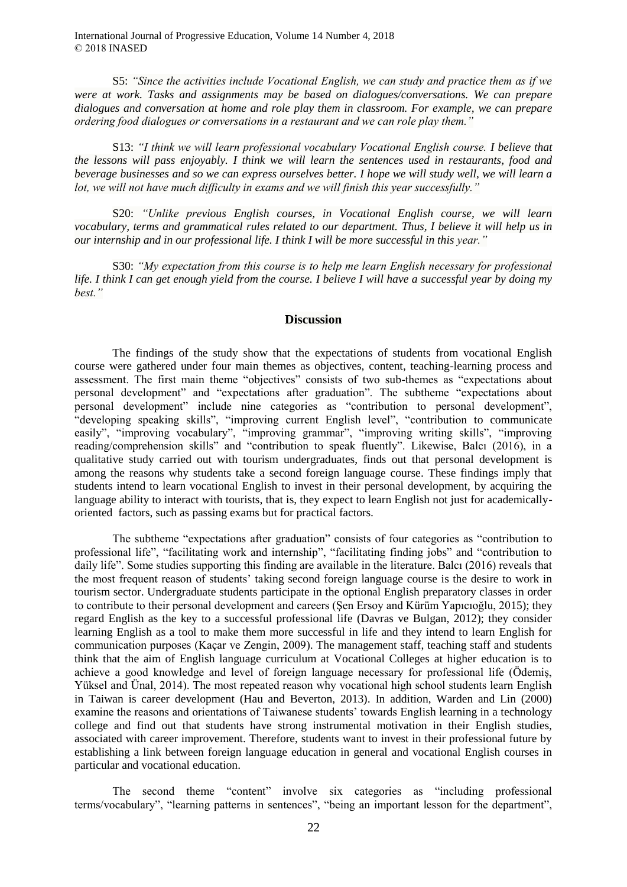S5: *"Since the activities include Vocational English, we can study and practice them as if we were at work. Tasks and assignments may be based on dialogues/conversations. We can prepare dialogues and conversation at home and role play them in classroom. For example, we can prepare ordering food dialogues or conversations in a restaurant and we can role play them."*

S13: *"I think we will learn professional vocabulary Vocational English course. I believe that the lessons will pass enjoyably. I think we will learn the sentences used in restaurants, food and beverage businesses and so we can express ourselves better. I hope we will study well, we will learn a lot, we will not have much difficulty in exams and we will finish this year successfully."*

S20: *"Unlike previous English courses, in Vocational English course, we will learn vocabulary, terms and grammatical rules related to our department. Thus, I believe it will help us in our internship and in our professional life. I think I will be more successful in this year."*

S30: *"My expectation from this course is to help me learn English necessary for professional life. I think I can get enough yield from the course. I believe I will have a successful year by doing my best."*

## Discussion

The findings of the study show that the expectations of students from vocational English course were gathered under four main themes as objectives, content, teaching-learning process and assessment. The first main theme "objectives" consists of two sub-themes as "expectations about personal development" and "expectations after graduation". The subtheme "expectations about personal development" include nine categories as "contribution to personal development", "developing speaking skills", "improving current English level", "contribution to communicate easily", "improving vocabulary", "improving grammar", "improving writing skills", "improving reading/comprehension skills" and "contribution to speak fluently". Likewise, Balcı (2016), in a qualitative study carried out with tourism undergraduates, finds out that personal development is among the reasons why students take a second foreign language course. These findings imply that students intend to learn vocational English to invest in their personal development, by acquiring the language ability to interact with tourists, that is, they expect to learn English not just for academically-oriented factors, such as passing exams but for practical factors.

The subtheme "expectations after graduation" consists of four categories as "contribution to professional life", "facilitating work and internship", "facilitating finding jobs" and "contribution to daily life". Some studies supporting this finding are available in the literature. Balcı (2016) reveals that the most frequent reason of students' taking second foreign language course is the desire to work in tourism sector. Undergraduate students participate in the optional English preparatory classes in order to contribute to their personal development and careers (Şen Ersoy and Kürüm Yapıcıoğlu, 2015); they regard English as the key to a successful professional life (Davras ve Bulgan, 2012); they consider learning English as a tool to make them more successful in life and they intend to learn English for communication purposes (Kaçar ve Zengin, 2009). The management staff, teaching staff and students think that the aim of English language curriculum at Vocational Colleges at higher education is to achieve a good knowledge and level of foreign language necessary for professional life (Ödemiş, Yüksel and Ünal, 2014). The most repeated reason why vocational high school students learn English in Taiwan is career development (Hau and Beverton, 2013). In addition, Warden and Lin (2000) examine the reasons and orientations of Taiwanese students' towards English learning in a technology college and find out that students have strong instrumental motivation in their English studies, associated with career improvement. Therefore, students want to invest in their professional future by establishing a link between foreign language education in general and vocational English courses in particular and vocational education.

The second theme "content" involve six categories as "including professional terms/vocabulary", "learning patterns in sentences", "being an important lesson for the department",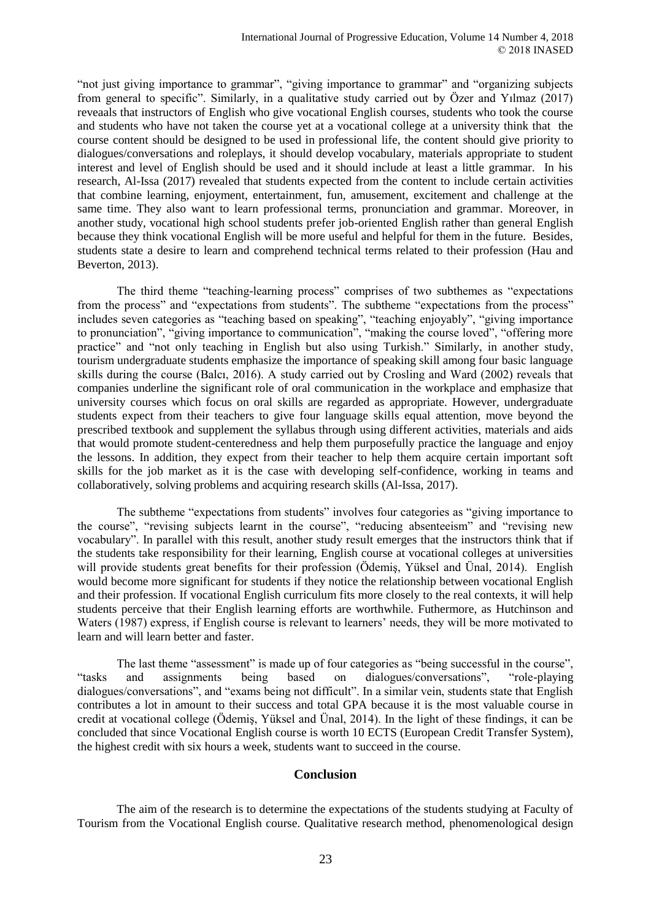"not just giving importance to grammar", "giving importance to grammar" and "organizing subjects from general to specific". Similarly, in a qualitative study carried out by Özer and Yılmaz (2017) reveaals that instructors of English who give vocational English courses, students who took the course and students who have not taken the course yet at a vocational college at a university think that the course content should be designed to be used in professional life, the content should give priority to dialogues/conversations and roleplays, it should develop vocabulary, materials appropriate to student interest and level of English should be used and it should include at least a little grammar. In his research, Al-Issa (2017) revealed that students expected from the content to include certain activities that combine learning, enjoyment, entertainment, fun, amusement, excitement and challenge at the same time. They also want to learn professional terms, pronunciation and grammar. Moreover, in another study, vocational high school students prefer job-oriented English rather than general English because they think vocational English will be more useful and helpful for them in the future. Besides, students state a desire to learn and comprehend technical terms related to their profession (Hau and Beverton, 2013).

The third theme "teaching-learning process" comprises of two subthemes as "expectations from the process" and "expectations from students". The subtheme "expectations from the process" includes seven categories as "teaching based on speaking", "teaching enjoyably", "giving importance to pronunciation", "giving importance to communication", "making the course loved", "offering more practice" and "not only teaching in English but also using Turkish." Similarly, in another study, tourism undergraduate students emphasize the importance of speaking skill among four basic language skills during the course (Balcı, 2016). A study carried out by Crosling and Ward (2002) reveals that companies underline the significant role of oral communication in the workplace and emphasize that university courses which focus on oral skills are regarded as appropriate. However, undergraduate students expect from their teachers to give four language skills equal attention, move beyond the prescribed textbook and supplement the syllabus through using different activities, materials and aids that would promote student-centeredness and help them purposefully practice the language and enjoy the lessons. In addition, they expect from their teacher to help them acquire certain important soft skills for the job market as it is the case with developing self-confidence, working in teams and collaboratively, solving problems and acquiring research skills (Al-Issa, 2017).

The subtheme "expectations from students" involves four categories as "giving importance to the course", "revising subjects learnt in the course", "reducing absenteeism" and "revising new vocabulary". In parallel with this result, another study result emerges that the instructors think that if the students take responsibility for their learning, English course at vocational colleges at universities will provide students great benefits for their profession (Ödemiş, Yüksel and Ünal, 2014). English would become more significant for students if they notice the relationship between vocational English and their profession. If vocational English curriculum fits more closely to the real contexts, it will help students perceive that their English learning efforts are worthwhile. Futhermore, as Hutchinson and Waters (1987) express, if English course is relevant to learners' needs, they will be more motivated to learn and will learn better and faster.

The last theme "assessment" is made up of four categories as "being successful in the course", "tasks and assignments being based on dialogues/conversations", "role-playing dialogues/conversations", and "exams being not difficult". In a similar vein, students state that English contributes a lot in amount to their success and total GPA because it is the most valuable course in credit at vocational college (Ödemiş, Yüksel and Ünal, 2014). In the light of these findings, it can be concluded that since Vocational English course is worth 10 ECTS (European Credit Transfer System), the highest credit with six hours a week, students want to succeed in the course.

## Conclusion

The aim of the research is to determine the expectations of the students studying at Faculty of Tourism from the Vocational English course. Qualitative research method, phenomenological design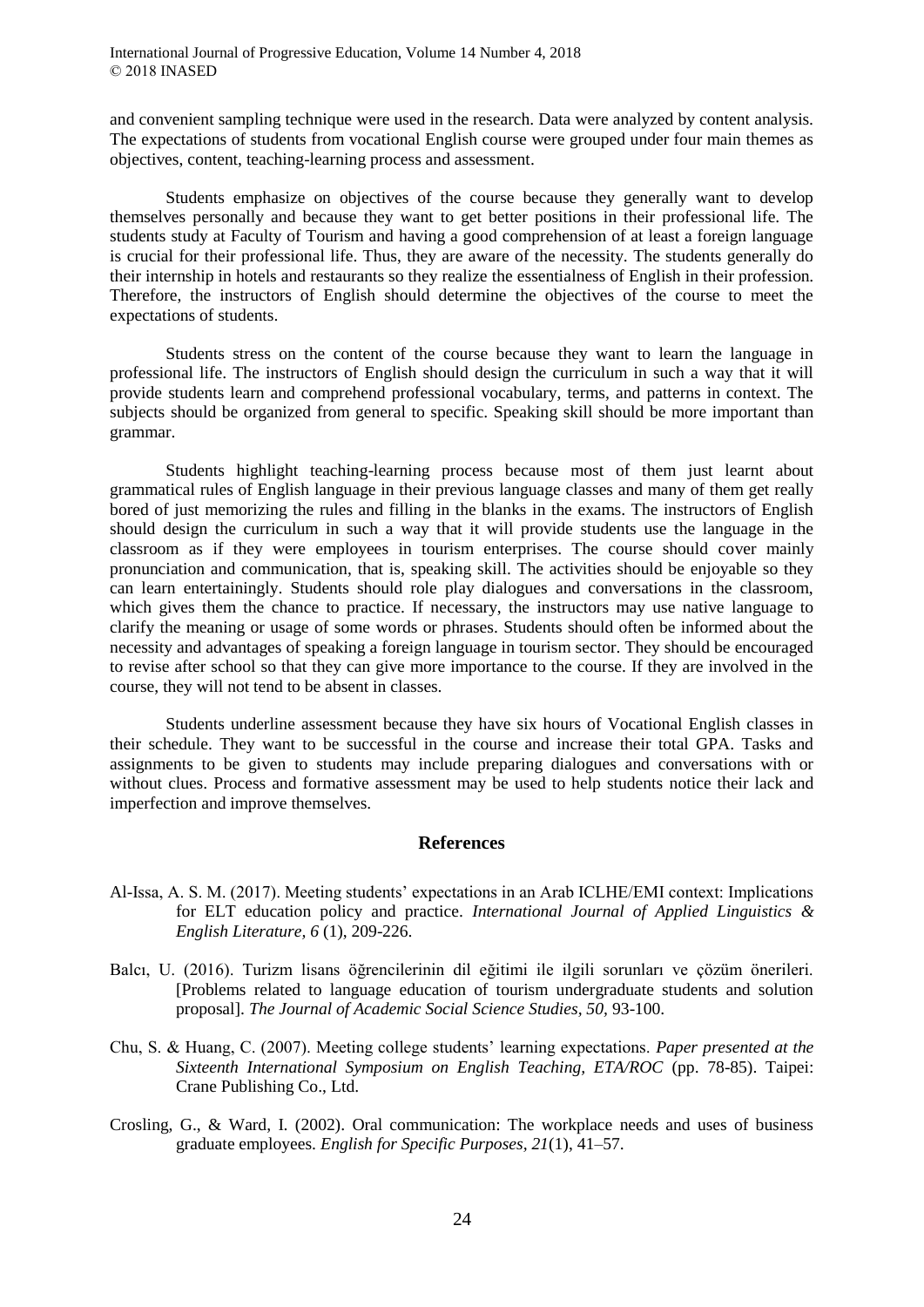and convenient sampling technique were used in the research. Data were analyzed by content analysis. The expectations of students from vocational English course were grouped under four main themes as objectives, content, teaching-learning process and assessment.

Students emphasize on objectives of the course because they generally want to develop themselves personally and because they want to get better positions in their professional life. The students study at Faculty of Tourism and having a good comprehension of at least a foreign language is crucial for their professional life. Thus, they are aware of the necessity. The students generally do their internship in hotels and restaurants so they realize the essentialness of English in their profession. Therefore, the instructors of English should determine the objectives of the course to meet the expectations of students.

Students stress on the content of the course because they want to learn the language in professional life. The instructors of English should design the curriculum in such a way that it will provide students learn and comprehend professional vocabulary, terms, and patterns in context. The subjects should be organized from general to specific. Speaking skill should be more important than grammar.

Students highlight teaching-learning process because most of them just learnt about grammatical rules of English language in their previous language classes and many of them get really bored of just memorizing the rules and filling in the blanks in the exams. The instructors of English should design the curriculum in such a way that it will provide students use the language in the classroom as if they were employees in tourism enterprises. The course should cover mainly pronunciation and communication, that is, speaking skill. The activities should be enjoyable so they can learn entertainingly. Students should role play dialogues and conversations in the classroom, which gives them the chance to practice. If necessary, the instructors may use native language to clarify the meaning or usage of some words or phrases. Students should often be informed about the necessity and advantages of speaking a foreign language in tourism sector. They should be encouraged to revise after school so that they can give more importance to the course. If they are involved in the course, they will not tend to be absent in classes.

Students underline assessment because they have six hours of Vocational English classes in their schedule. They want to be successful in the course and increase their total GPA. Tasks and assignments to be given to students may include preparing dialogues and conversations with or without clues. Process and formative assessment may be used to help students notice their lack and imperfection and improve themselves.

## References

Al-Issa, A. S. M. (2017). Meeting students' expectations in an Arab ICLHE/EMI context: Implications for ELT education policy and practice. *International Journal of Applied Linguistics & English Literature, 6* (1), 209-226.

Balcı, U. (2016). Turizm lisans öğrencilerinin dil eğitimi ile ilgili sorunları ve çözüm önerileri. [Problems related to language education of tourism undergraduate students and solution proposal]. *The Journal of Academic Social Science Studies, 50,* 93-100.

Chu, S. & Huang, C. (2007). Meeting college students' learning expectations. *Paper presented at the Sixteenth International Symposium on English Teaching, ETA/ROC* (pp. 78-85). Taipei: Crane Publishing Co., Ltd.

Crosling, G., & Ward, I. (2002). Oral communication: The workplace needs and uses of business graduate employees. *English for Specific Purposes, 21*(1), 41–57.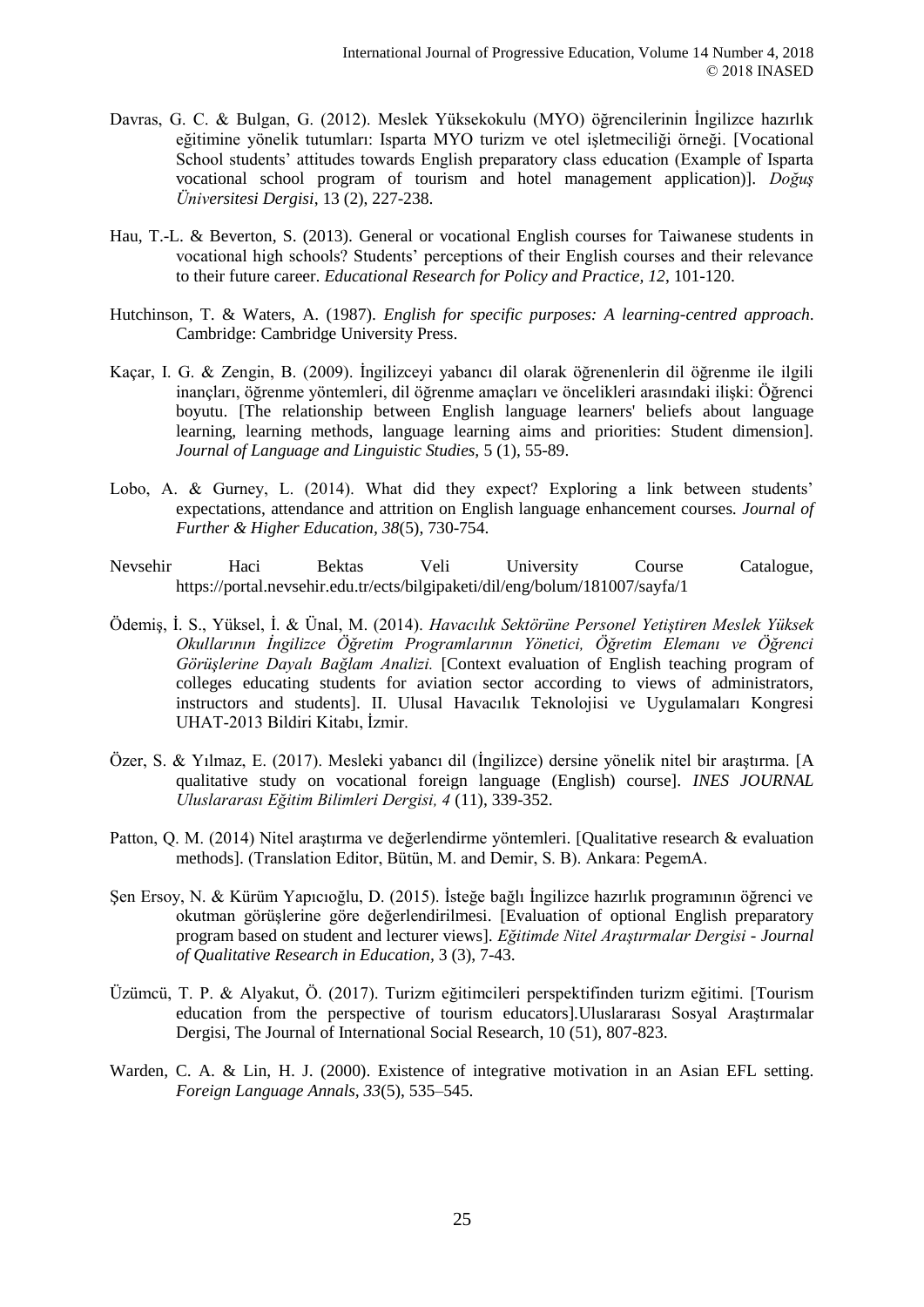Davras, G. C. & Bulgan, G. (2012). Meslek Yüksekokulu (MYO) öğrencilerinin İngilizce hazırlık eğitimine yönelik tutumları: Isparta MYO turizm ve otel işletmeciliği örneği. [Vocational School students' attitudes towards English preparatory class education (Example of Isparta vocational school program of tourism and hotel management application)]. *Doğuş Üniversitesi Dergisi*, 13 (2), 227-238.

Hau, T.-L. & Beverton, S. (2013). General or vocational English courses for Taiwanese students in vocational high schools? Students' perceptions of their English courses and their relevance to their future career. *Educational Research for Policy and Practice, 12*, 101-120.

Hutchinson, T. & Waters, A. (1987). *English for specific purposes: A learning-centred approach*. Cambridge: Cambridge University Press.

Kaçar, I. G. & Zengin, B. (2009). İngilizceyi yabancı dil olarak öğrenenlerin dil öğrenme ile ilgili inançları, öğrenme yöntemleri, dil öğrenme amaçları ve öncelikleri arasındaki ilişki: Öğrenci boyutu. [The relationship between English language learners' beliefs about language learning, learning methods, language learning aims and priorities: Student dimension]. *Journal of Language and Linguistic Studies,* 5 (1), 55-89.

Lobo, A. & Gurney, L. (2014). What did they expect? Exploring a link between students' expectations, attendance and attrition on English language enhancement courses. *Journal of Further & Higher Education*, *38*(5), 730-754.

Nevsehir Haci Bektas Veli University Course Catalogue, https://portal.nevsehir.edu.tr/ects/bilgipaketi/dil/eng/bolum/181007/sayfa/1

Ödemiş, İ. S., Yüksel, İ. & Ünal, M. (2014). *Havacılık Sektörüne Personel Yetiştiren Meslek Yüksek Okullarının İngilizce Öğretim Programlarının Yönetici, Öğretim Elemanı ve Öğrenci Görüşlerine Dayalı Bağlam Analizi.* [Context evaluation of English teaching program of colleges educating students for aviation sector according to views of administrators, instructors and students]. II. Ulusal Havacılık Teknolojisi ve Uygulamaları Kongresi UHAT-2013 Bildiri Kitabı, İzmir.

Özer, S. & Yılmaz, E. (2017). Mesleki yabancı dil (İngilizce) dersine yönelik nitel bir araştırma. [A qualitative study on vocational foreign language (English) course]. *INES JOURNAL Uluslararası Eğitim Bilimleri Dergisi, 4* (11), 339-352.

Patton, Q. M. (2014) Nitel araştırma ve değerlendirme yöntemleri. [Qualitative research & evaluation methods]. (Translation Editor, Bütün, M. and Demir, S. B). Ankara: PegemA.

Şen Ersoy, N. & Kürüm Yapıcıoğlu, D. (2015). İsteğe bağlı İngilizce hazırlık programının öğrenci ve okutman görüşlerine göre değerlendirilmesi. [Evaluation of optional English preparatory program based on student and lecturer views]. *Eğitimde Nitel Araştırmalar Dergisi - Journal of Qualitative Research in Education,* 3 (3), 7-43.

Üzümcü, T. P. & Alyakut, Ö. (2017). Turizm eğitimcileri perspektifinden turizm eğitimi. [Tourism education from the perspective of tourism educators].Uluslararası Sosyal Araştırmalar Dergisi, The Journal of International Social Research, 10 (51), 807-823.

Warden, C. A. & Lin, H. J. (2000). Existence of integrative motivation in an Asian EFL setting. *Foreign Language Annals*, *33*(5), 535–545.